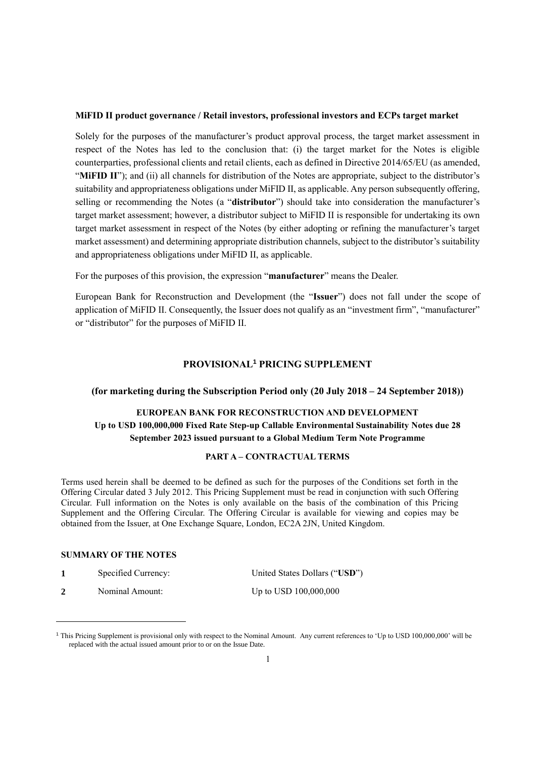**MiFID II product governance / Retail investors, professional investors and ECPs target market**

Solely for the purposes of the manufacturer's product approval process, the target market assessment in respect of the Notes has led to the conclusion that: (i) the target market for the Notes is eligible counterparties, professional clients and retail clients, each as defined in Directive 2014/65/EU (as amended, "**MiFID II**"); and (ii) all channels for distribution of the Notes are appropriate, subject to the distributor's suitability and appropriateness obligations under MiFID II, as applicable. Any person subsequently offering, selling or recommending the Notes (a "**distributor**") should take into consideration the manufacturer's target market assessment; however, a distributor subject to MiFID II is responsible for undertaking its own target market assessment in respect of the Notes (by either adopting or refining the manufacturer's target market assessment) and determining appropriate distribution channels, subject to the distributor's suitability and appropriateness obligations under MiFID II, as applicable.

For the purposes of this provision, the expression "**manufacturer**" means the Dealer.

European Bank for Reconstruction and Development (the "**Issuer**") does not fall under the scope of application of MiFID II. Consequently, the Issuer does not qualify as an "investment firm", "manufacturer" or "distributor" for the purposes of MiFID II.

## PROVISIONAL[1] PRICING SUPPLEMENT

**(for marketing during the Subscription Period only (20 July 2018 – 24 September 2018))**

**EUROPEAN BANK FOR RECONSTRUCTION AND DEVELOPMENT**
**Up to USD 100,000,000 Fixed Rate Step-up Callable Environmental Sustainability Notes due 28 September 2023 issued pursuant to a Global Medium Term Note Programme**

### PART A – CONTRACTUAL TERMS

Terms used herein shall be deemed to be defined as such for the purposes of the Conditions set forth in the Offering Circular dated 3 July 2012. This Pricing Supplement must be read in conjunction with such Offering Circular. Full information on the Notes is only available on the basis of the combination of this Pricing Supplement and the Offering Circular. The Offering Circular is available for viewing and copies may be obtained from the Issuer, at One Exchange Square, London, EC2A 2JN, United Kingdom.

**SUMMARY OF THE NOTES**

| | | |
|---|---|---|
| **1** | Specified Currency: | United States Dollars ("**USD**") |
| **2** | Nominal Amount: | Up to USD 100,000,000 |

[1] This Pricing Supplement is provisional only with respect to the Nominal Amount. Any current references to 'Up to USD 100,000,000' will be replaced with the actual issued amount prior to or on the Issue Date.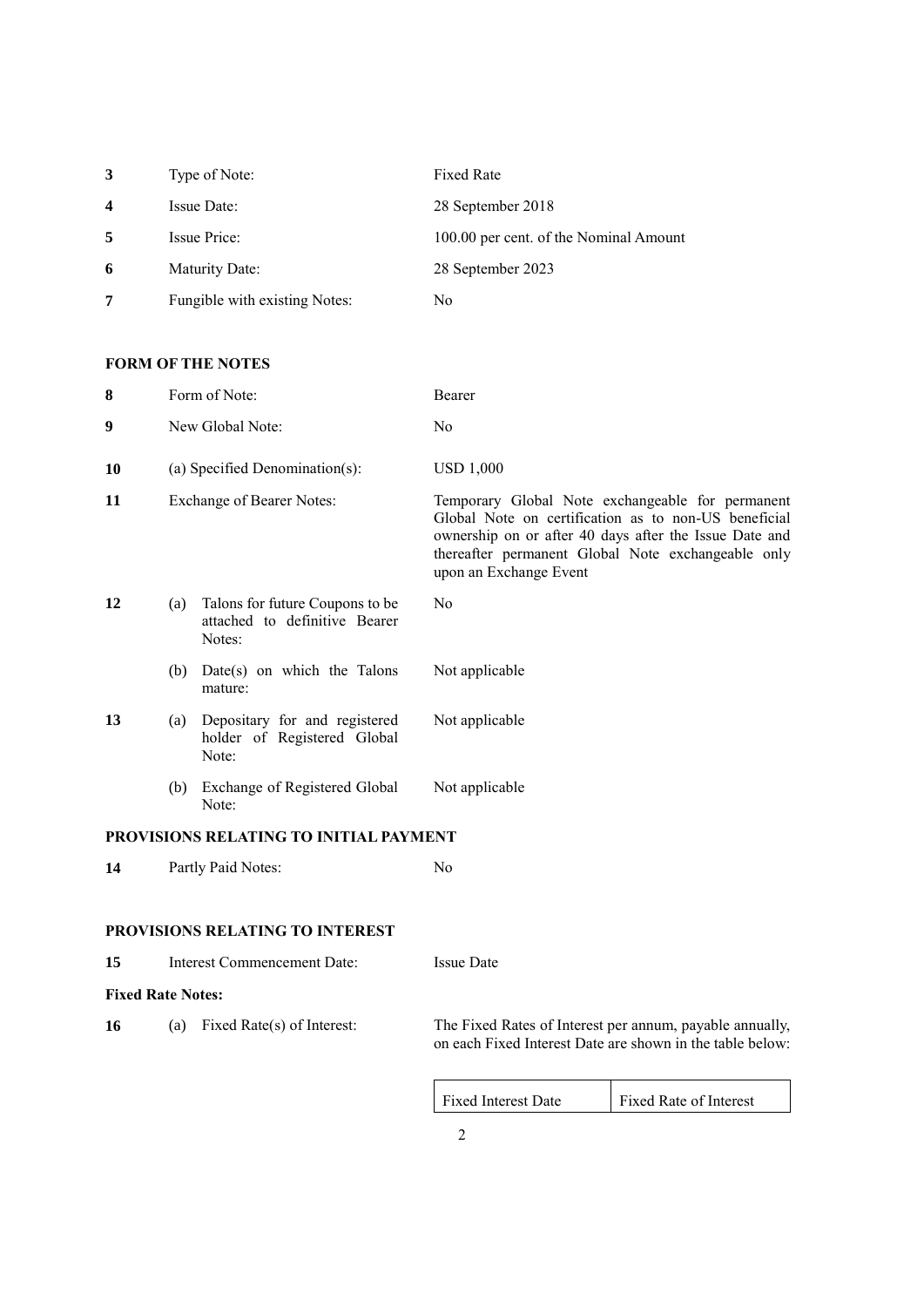| | | |
|---|---|---|
| **3** | Type of Note: | Fixed Rate |
| **4** | Issue Date: | 28 September 2018 |
| **5** | Issue Price: | 100.00 per cent. of the Nominal Amount |
| **6** | Maturity Date: | 28 September 2023 |
| **7** | Fungible with existing Notes: | No |

**FORM OF THE NOTES**

| | | |
|---|---|---|
| **8** | Form of Note: | Bearer |
| **9** | New Global Note: | No |
| **10** | (a) Specified Denomination(s): | USD 1,000 |
| **11** | Exchange of Bearer Notes: | Temporary Global Note exchangeable for permanent Global Note on certification as to non-US beneficial ownership on or after 40 days after the Issue Date and thereafter permanent Global Note exchangeable only upon an Exchange Event |
| **12** | (a) Talons for future Coupons to be attached to definitive Bearer Notes: | No |
| | (b) Date(s) on which the Talons mature: | Not applicable |
| **13** | (a) Depositary for and registered holder of Registered Global Note: | Not applicable |
| | (b) Exchange of Registered Global Note: | Not applicable |

**PROVISIONS RELATING TO INITIAL PAYMENT**

| | | |
|---|---|---|
| **14** | Partly Paid Notes: | No |

**PROVISIONS RELATING TO INTEREST**

| | | |
|---|---|---|
| **15** | Interest Commencement Date: | Issue Date |

**Fixed Rate Notes:**

| | | |
|---|---|---|
| **16** | (a) Fixed Rate(s) of Interest: | The Fixed Rates of Interest per annum, payable annually, on each Fixed Interest Date are shown in the table below: |

| Fixed Interest Date | Fixed Rate of Interest |
|---|---|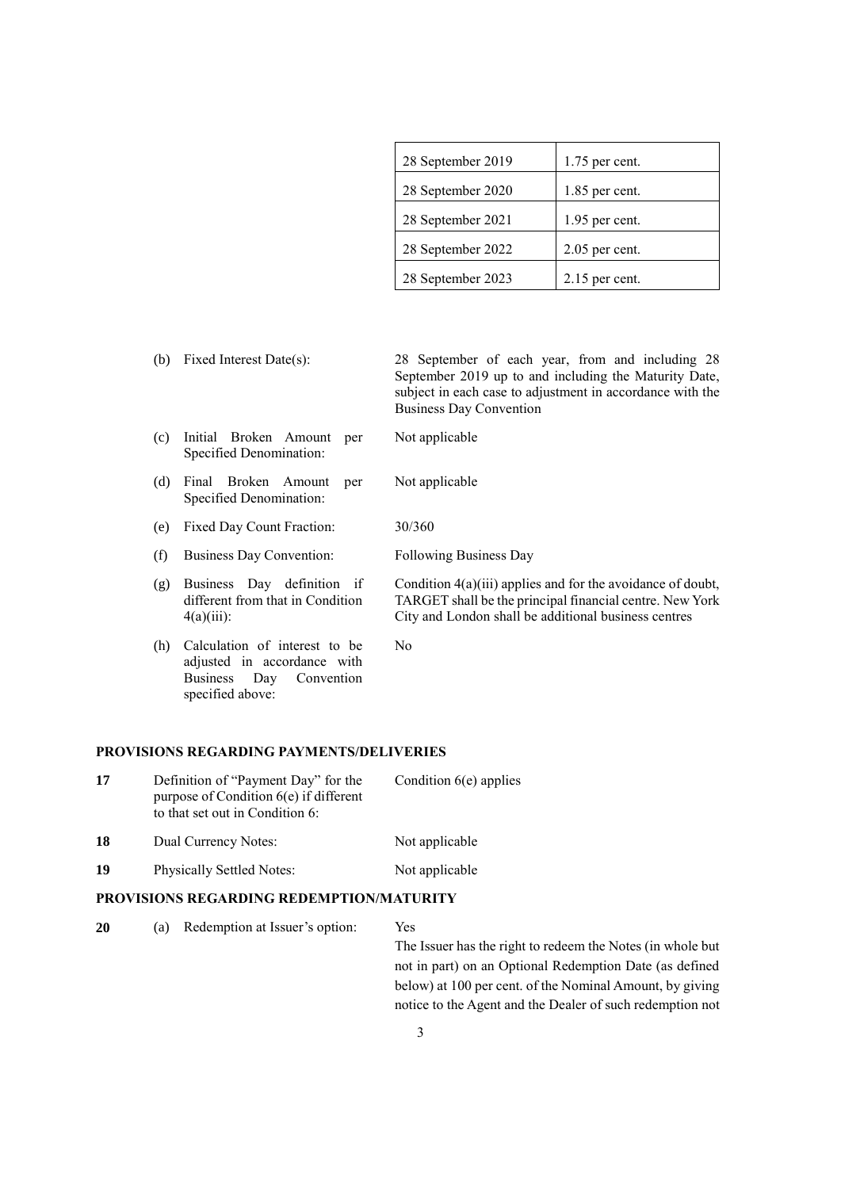| 28 September 2019 | 1.75 per cent. |
|---|---|
| 28 September 2020 | 1.85 per cent. |
| 28 September 2021 | 1.95 per cent. |
| 28 September 2022 | 2.05 per cent. |
| 28 September 2023 | 2.15 per cent. |

(b) Fixed Interest Date(s): 28 September of each year, from and including 28 September 2019 up to and including the Maturity Date, subject in each case to adjustment in accordance with the Business Day Convention

(c) Initial Broken Amount per Specified Denomination: Not applicable

(d) Final Broken Amount per Specified Denomination: Not applicable

(e) Fixed Day Count Fraction: 30/360

(f) Business Day Convention: Following Business Day

(g) Business Day definition if different from that in Condition 4(a)(iii): Condition 4(a)(iii) applies and for the avoidance of doubt, TARGET shall be the principal financial centre. New York City and London shall be additional business centres

(h) Calculation of interest to be adjusted in accordance with Business Day Convention specified above: No

**PROVISIONS REGARDING PAYMENTS/DELIVERIES**

**17** Definition of "Payment Day" for the purpose of Condition 6(e) if different to that set out in Condition 6: Condition 6(e) applies

**18** Dual Currency Notes: Not applicable

**19** Physically Settled Notes: Not applicable

**PROVISIONS REGARDING REDEMPTION/MATURITY**

**20** (a) Redemption at Issuer's option: Yes

The Issuer has the right to redeem the Notes (in whole but not in part) on an Optional Redemption Date (as defined below) at 100 per cent. of the Nominal Amount, by giving notice to the Agent and the Dealer of such redemption not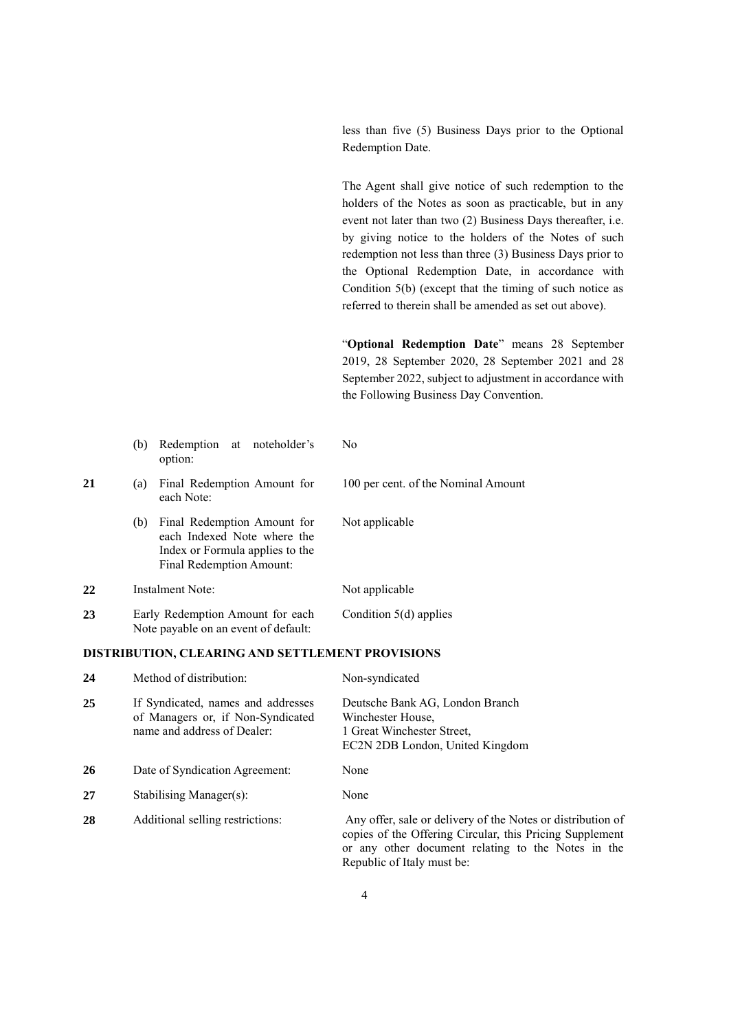|  |  |  |
|---|---|---|
|  |  | less than five (5) Business Days prior to the Optional Redemption Date.<br><br>The Agent shall give notice of such redemption to the holders of the Notes as soon as practicable, but in any event not later than two (2) Business Days thereafter, i.e. by giving notice to the holders of the Notes of such redemption not less than three (3) Business Days prior to the Optional Redemption Date, in accordance with Condition 5(b) (except that the timing of such notice as referred to therein shall be amended as set out above).<br><br>"**Optional Redemption Date**" means 28 September 2019, 28 September 2020, 28 September 2021 and 28 September 2022, subject to adjustment in accordance with the Following Business Day Convention. |
|  | (b) Redemption at noteholder's option: | No |
| **21** | (a) Final Redemption Amount for each Note: | 100 per cent. of the Nominal Amount |
|  | (b) Final Redemption Amount for each Indexed Note where the Index or Formula applies to the Final Redemption Amount: | Not applicable |
| **22** | Instalment Note: | Not applicable |
| **23** | Early Redemption Amount for each Note payable on an event of default: | Condition 5(d) applies |

**DISTRIBUTION, CLEARING AND SETTLEMENT PROVISIONS**

|  |  |  |
|---|---|---|
| **24** | Method of distribution: | Non-syndicated |
| **25** | If Syndicated, names and addresses of Managers or, if Non-Syndicated name and address of Dealer: | Deutsche Bank AG, London Branch<br>Winchester House,<br>1 Great Winchester Street,<br>EC2N 2DB London, United Kingdom |
| **26** | Date of Syndication Agreement: | None |
| **27** | Stabilising Manager(s): | None |
| **28** | Additional selling restrictions: | Any offer, sale or delivery of the Notes or distribution of copies of the Offering Circular, this Pricing Supplement or any other document relating to the Notes in the Republic of Italy must be: |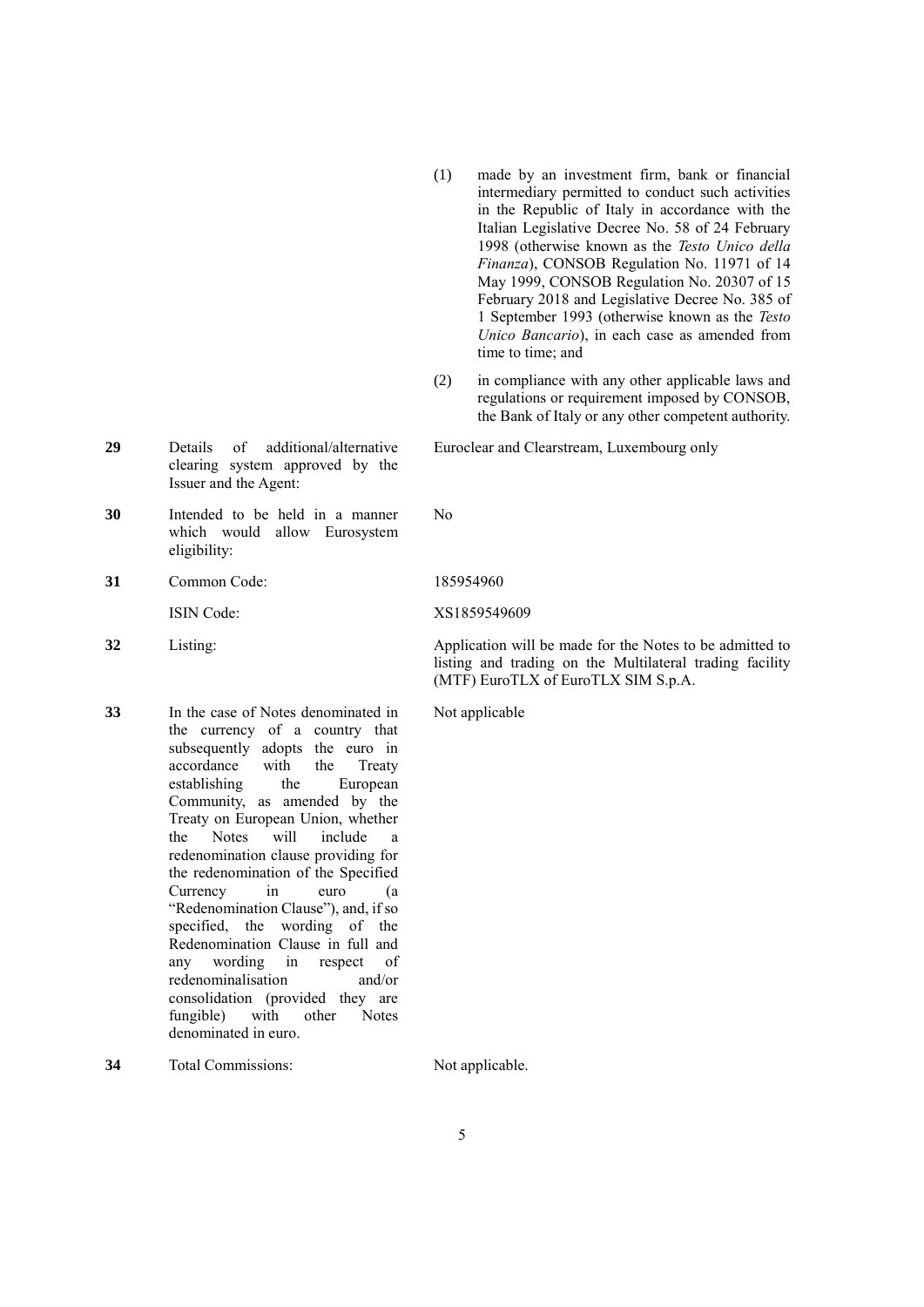| | | |
|---|---|---|
| | | (1) made by an investment firm, bank or financial intermediary permitted to conduct such activities in the Republic of Italy in accordance with the Italian Legislative Decree No. 58 of 24 February 1998 (otherwise known as the *Testo Unico della Finanza*), CONSOB Regulation No. 11971 of 14 May 1999, CONSOB Regulation No. 20307 of 15 February 2018 and Legislative Decree No. 385 of 1 September 1993 (otherwise known as the *Testo Unico Bancario*), in each case as amended from time to time; and<br><br>(2) in compliance with any other applicable laws and regulations or requirement imposed by CONSOB, the Bank of Italy or any other competent authority. |
| **29** | Details of additional/alternative clearing system approved by the Issuer and the Agent: | Euroclear and Clearstream, Luxembourg only |
| **30** | Intended to be held in a manner which would allow Eurosystem eligibility: | No |
| **31** | Common Code: | 185954960 |
| | ISIN Code: | XS1859549609 |
| **32** | Listing: | Application will be made for the Notes to be admitted to listing and trading on the Multilateral trading facility (MTF) EuroTLX of EuroTLX SIM S.p.A. |
| **33** | In the case of Notes denominated in the currency of a country that subsequently adopts the euro in accordance with the Treaty establishing the European Community, as amended by the Treaty on European Union, whether the Notes will include a redenomination clause providing for the redenomination of the Specified Currency in euro (a "Redenomination Clause"), and, if so specified, the wording of the Redenomination Clause in full and any wording in respect of redenominalisation and/or consolidation (provided they are fungible) with other Notes denominated in euro. | Not applicable |
| **34** | Total Commissions: | Not applicable. |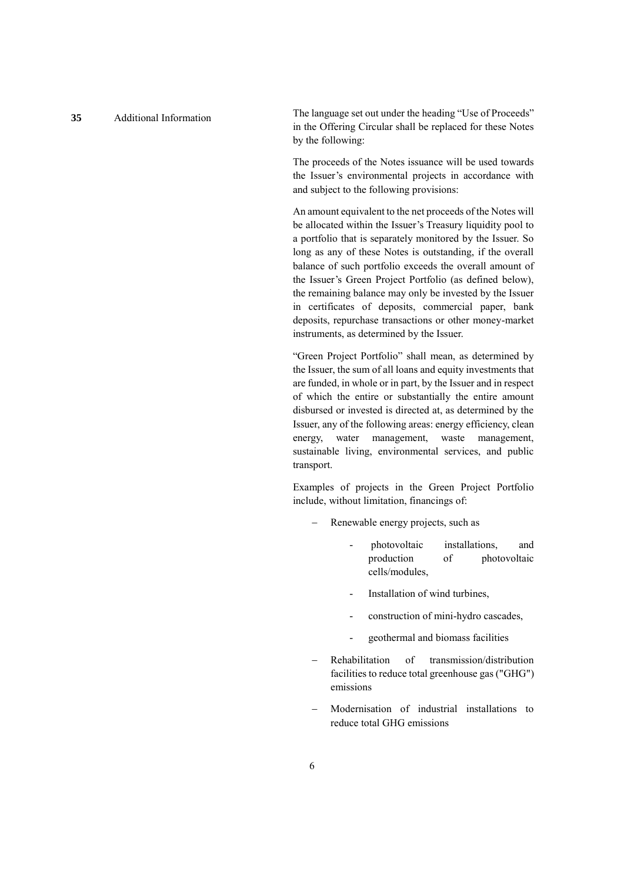**35** Additional Information

The language set out under the heading "Use of Proceeds" in the Offering Circular shall be replaced for these Notes by the following:

The proceeds of the Notes issuance will be used towards the Issuer's environmental projects in accordance with and subject to the following provisions:

An amount equivalent to the net proceeds of the Notes will be allocated within the Issuer's Treasury liquidity pool to a portfolio that is separately monitored by the Issuer. So long as any of these Notes is outstanding, if the overall balance of such portfolio exceeds the overall amount of the Issuer's Green Project Portfolio (as defined below), the remaining balance may only be invested by the Issuer in certificates of deposits, commercial paper, bank deposits, repurchase transactions or other money-market instruments, as determined by the Issuer.

"Green Project Portfolio" shall mean, as determined by the Issuer, the sum of all loans and equity investments that are funded, in whole or in part, by the Issuer and in respect of which the entire or substantially the entire amount disbursed or invested is directed at, as determined by the Issuer, any of the following areas: energy efficiency, clean energy, water management, waste management, sustainable living, environmental services, and public transport.

Examples of projects in the Green Project Portfolio include, without limitation, financings of:

- Renewable energy projects, such as
  - photovoltaic installations, and production of photovoltaic cells/modules,
  - Installation of wind turbines,
  - construction of mini-hydro cascades,
  - geothermal and biomass facilities
- Rehabilitation of transmission/distribution facilities to reduce total greenhouse gas ("GHG") emissions
- Modernisation of industrial installations to reduce total GHG emissions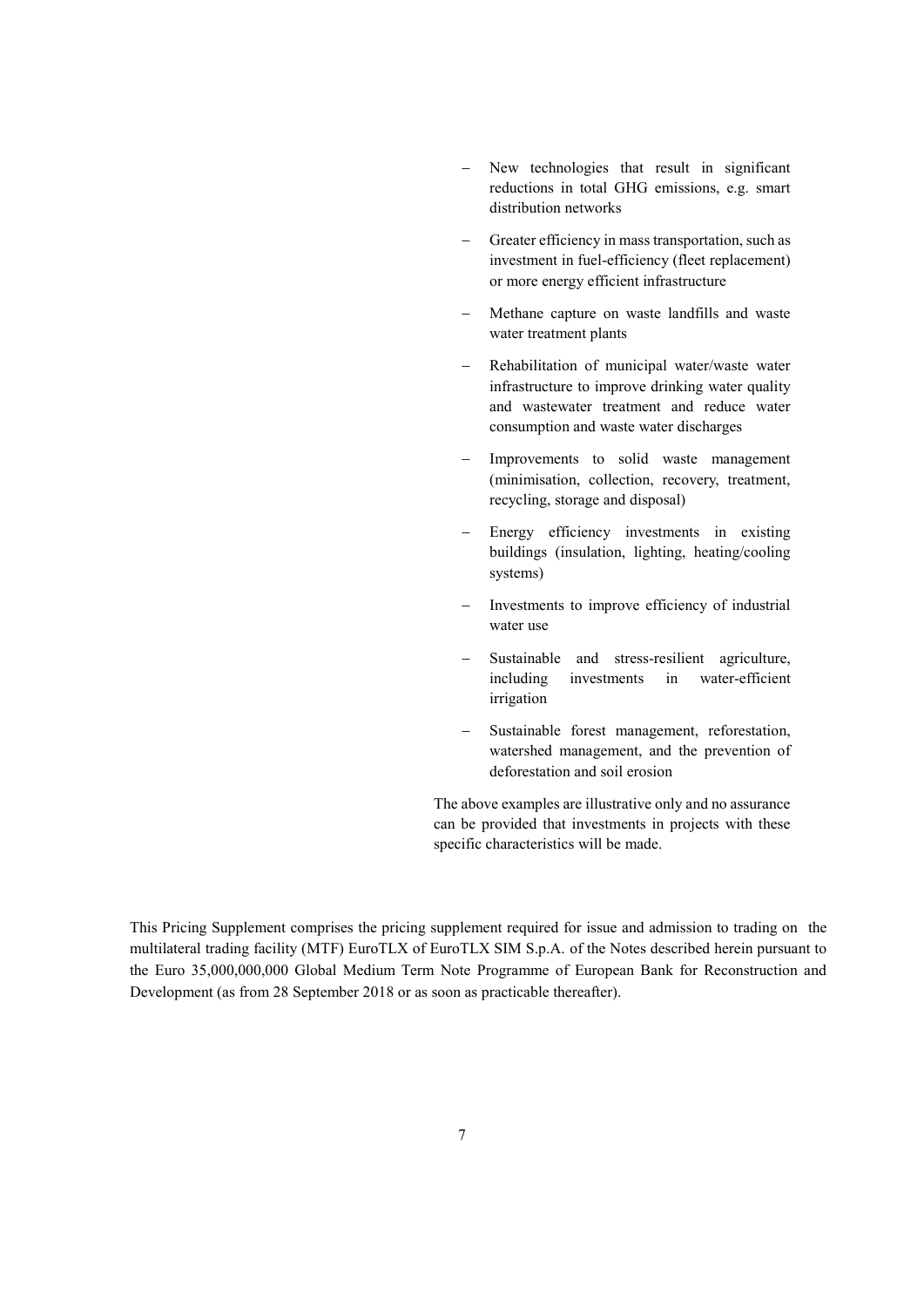- New technologies that result in significant reductions in total GHG emissions, e.g. smart distribution networks
- Greater efficiency in mass transportation, such as investment in fuel-efficiency (fleet replacement) or more energy efficient infrastructure
- Methane capture on waste landfills and waste water treatment plants
- Rehabilitation of municipal water/waste water infrastructure to improve drinking water quality and wastewater treatment and reduce water consumption and waste water discharges
- Improvements to solid waste management (minimisation, collection, recovery, treatment, recycling, storage and disposal)
- Energy efficiency investments in existing buildings (insulation, lighting, heating/cooling systems)
- Investments to improve efficiency of industrial water use
- Sustainable and stress-resilient agriculture, including investments in water-efficient irrigation
- Sustainable forest management, reforestation, watershed management, and the prevention of deforestation and soil erosion

The above examples are illustrative only and no assurance can be provided that investments in projects with these specific characteristics will be made.

This Pricing Supplement comprises the pricing supplement required for issue and admission to trading on the multilateral trading facility (MTF) EuroTLX of EuroTLX SIM S.p.A. of the Notes described herein pursuant to the Euro 35,000,000,000 Global Medium Term Note Programme of European Bank for Reconstruction and Development (as from 28 September 2018 or as soon as practicable thereafter).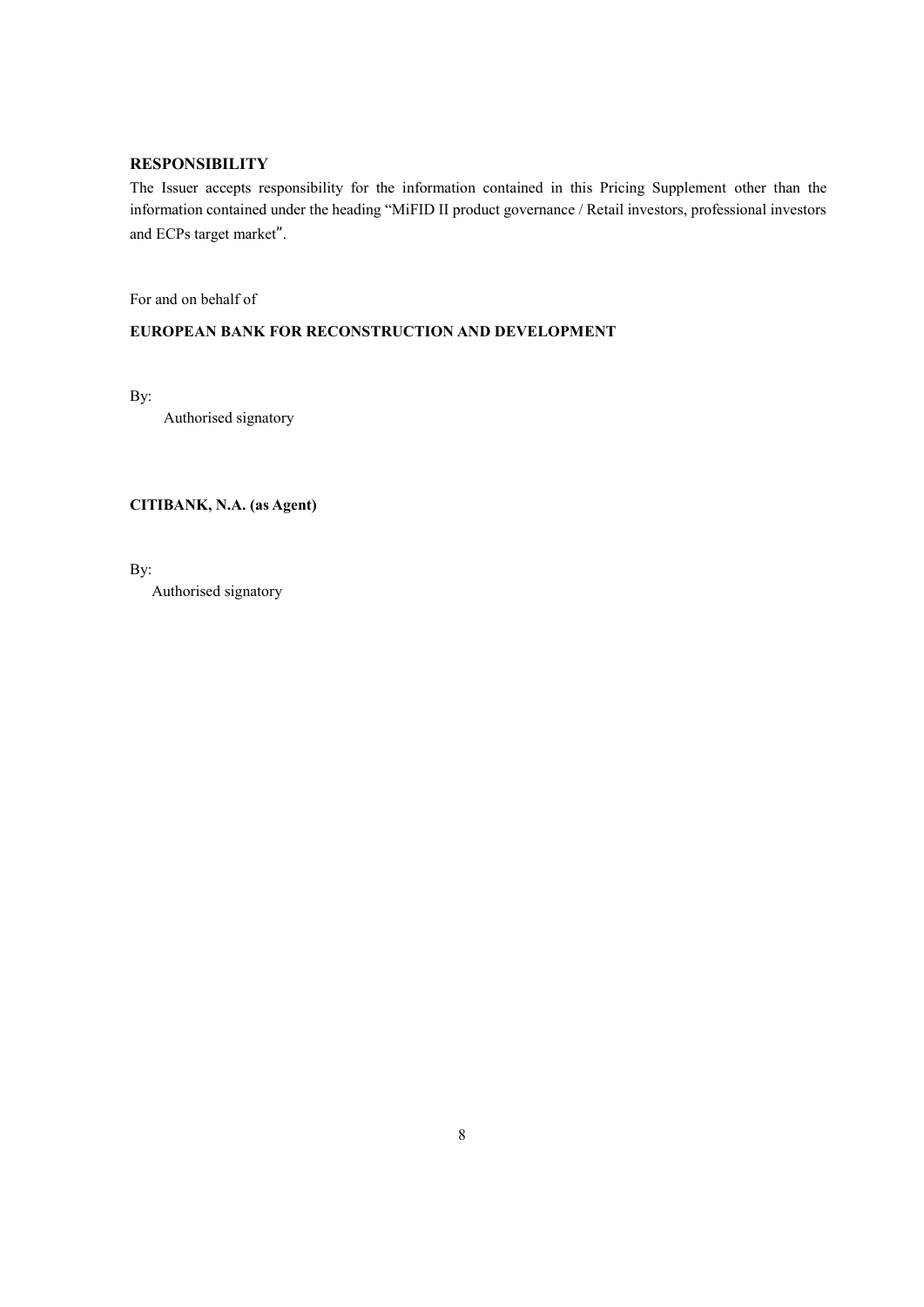**RESPONSIBILITY**

The Issuer accepts responsibility for the information contained in this Pricing Supplement other than the information contained under the heading "MiFID II product governance / Retail investors, professional investors and ECPs target market".

For and on behalf of

**EUROPEAN BANK FOR RECONSTRUCTION AND DEVELOPMENT**

By:
Authorised signatory

**CITIBANK, N.A. (as Agent)**

By:
Authorised signatory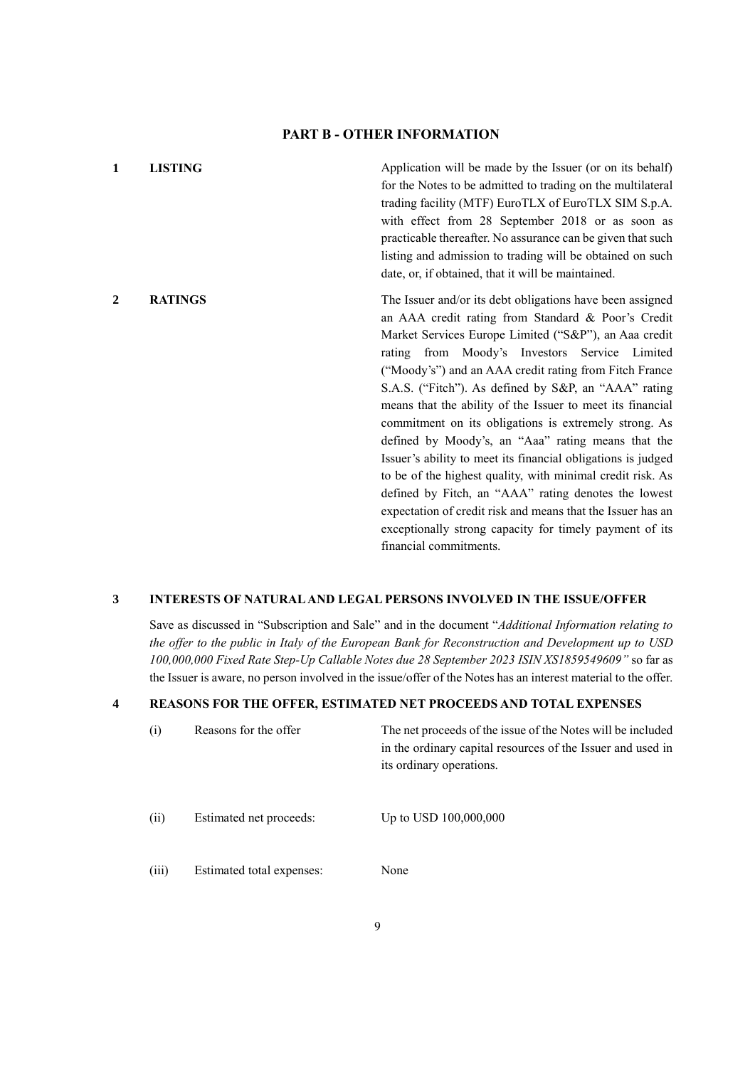## PART B - OTHER INFORMATION

| | | |
|---|---|---|
| **1** | **LISTING** | Application will be made by the Issuer (or on its behalf) for the Notes to be admitted to trading on the multilateral trading facility (MTF) EuroTLX of EuroTLX SIM S.p.A. with effect from 28 September 2018 or as soon as practicable thereafter. No assurance can be given that such listing and admission to trading will be obtained on such date, or, if obtained, that it will be maintained. |
| **2** | **RATINGS** | The Issuer and/or its debt obligations have been assigned an AAA credit rating from Standard & Poor's Credit Market Services Europe Limited ("S&P"), an Aaa credit rating from Moody's Investors Service Limited ("Moody's") and an AAA credit rating from Fitch France S.A.S. ("Fitch"). As defined by S&P, an "AAA" rating means that the ability of the Issuer to meet its financial commitment on its obligations is extremely strong. As defined by Moody's, an "Aaa" rating means that the Issuer's ability to meet its financial obligations is judged to be of the highest quality, with minimal credit risk. As defined by Fitch, an "AAA" rating denotes the lowest expectation of credit risk and means that the Issuer has an exceptionally strong capacity for timely payment of its financial commitments. |

**3 INTERESTS OF NATURAL AND LEGAL PERSONS INVOLVED IN THE ISSUE/OFFER**

Save as discussed in "Subscription and Sale" and in the document "*Additional Information relating to the offer to the public in Italy of the European Bank for Reconstruction and Development up to USD 100,000,000 Fixed Rate Step-Up Callable Notes due 28 September 2023 ISIN XS1859549609"* so far as the Issuer is aware, no person involved in the issue/offer of the Notes has an interest material to the offer.

**4 REASONS FOR THE OFFER, ESTIMATED NET PROCEEDS AND TOTAL EXPENSES**

| | | |
|---|---|---|
| (i) | Reasons for the offer | The net proceeds of the issue of the Notes will be included in the ordinary capital resources of the Issuer and used in its ordinary operations. |
| (ii) | Estimated net proceeds: | Up to USD 100,000,000 |
| (iii) | Estimated total expenses: | None |